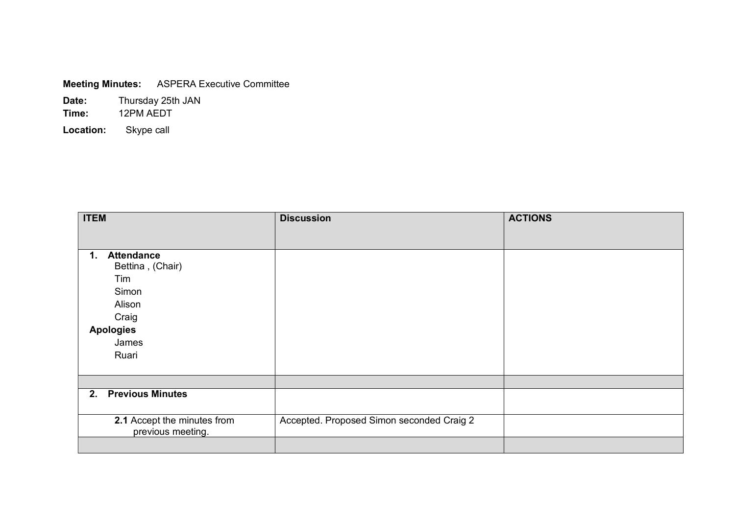**Meeting Minutes:** ASPERA Executive Committee

**Date:** Thursday 25th JAN

**Time:** 12PM AEDT

**Location:** Skype call

| ITEM | Discussion | ACTIONS |
|---|---|---|
| **1. Attendance**<br>Bettina , (Chair)<br>Tim<br>Simon<br>Alison<br>Craig<br>**Apologies**<br>James<br>Ruari | | |
| | | |
| **2. Previous Minutes** | | |
| **2.1** Accept the minutes from previous meeting. | Accepted. Proposed Simon seconded Craig 2 | |
| | | |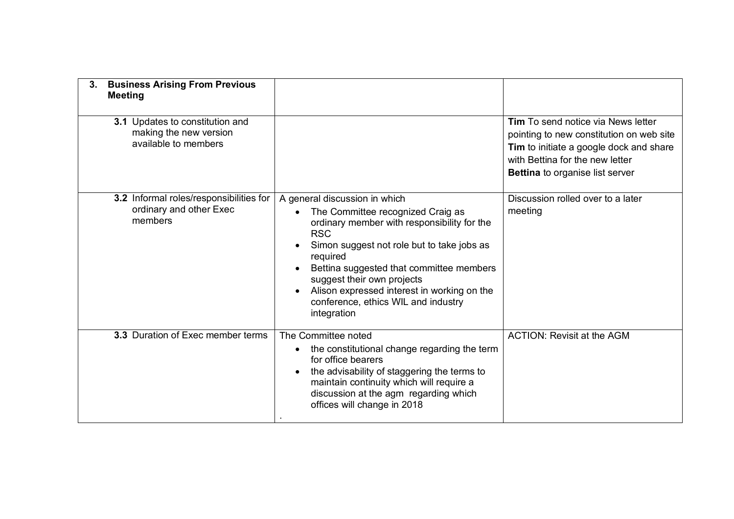| **3. Business Arising From Previous Meeting** | | |
|---|---|---|
| **3.1** Updates to constitution and making the new version available to members | | **Tim** To send notice via News letter pointing to new constitution on web site<br>**Tim** to initiate a google dock and share with Bettina for the new letter<br>**Bettina** to organise list server |
| **3.2** Informal roles/responsibilities for ordinary and other Exec members | A general discussion in which<br>• The Committee recognized Craig as ordinary member with responsibility for the RSC<br>• Simon suggest not role but to take jobs as required<br>• Bettina suggested that committee members suggest their own projects<br>• Alison expressed interest in working on the conference, ethics WIL and industry integration | Discussion rolled over to a later meeting |
| **3.3** Duration of Exec member terms | The Committee noted<br>• the constitutional change regarding the term for office bearers<br>• the advisability of staggering the terms to maintain continuity which will require a discussion at the agm regarding which offices will change in 2018<br>. | ACTION: Revisit at the AGM |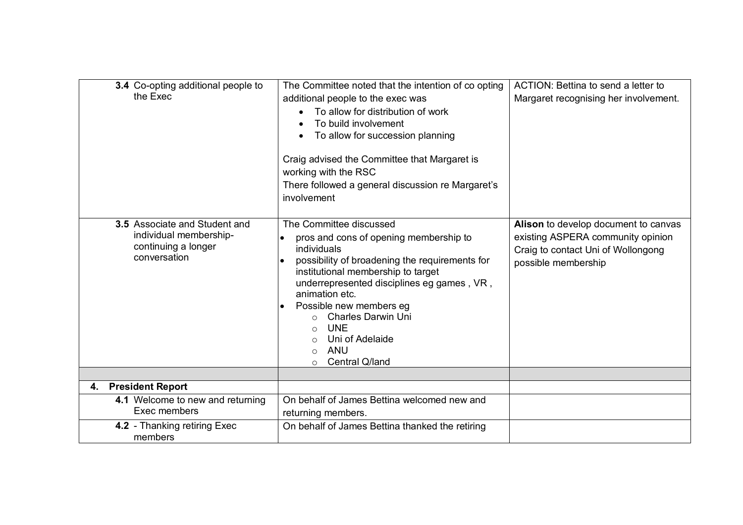| | | |
|---|---|---|
| **3.4** Co-opting additional people to the Exec | The Committee noted that the intention of co opting additional people to the exec was<br>• To allow for distribution of work<br>• To build involvement<br>• To allow for succession planning<br><br>Craig advised the Committee that Margaret is working with the RSC<br>There followed a general discussion re Margaret's involvement | ACTION: Bettina to send a letter to Margaret recognising her involvement. |
| **3.5** Associate and Student and individual membership- continuing a longer conversation | The Committee discussed<br>• pros and cons of opening membership to individuals<br>• possibility of broadening the requirements for institutional membership to target underrepresented disciplines eg games , VR , animation etc.<br>• Possible new members eg<br>  ○ Charles Darwin Uni<br>  ○ UNE<br>  ○ Uni of Adelaide<br>  ○ ANU<br>  ○ Central Q/land | **Alison** to develop document to canvas existing ASPERA community opinion<br>Craig to contact Uni of Wollongong possible membership |
| | | |
| **4. President Report** | | |
| **4.1** Welcome to new and returning Exec members | On behalf of James Bettina welcomed new and returning members. | |
| **4.2** - Thanking retiring Exec members | On behalf of James Bettina thanked the retiring | |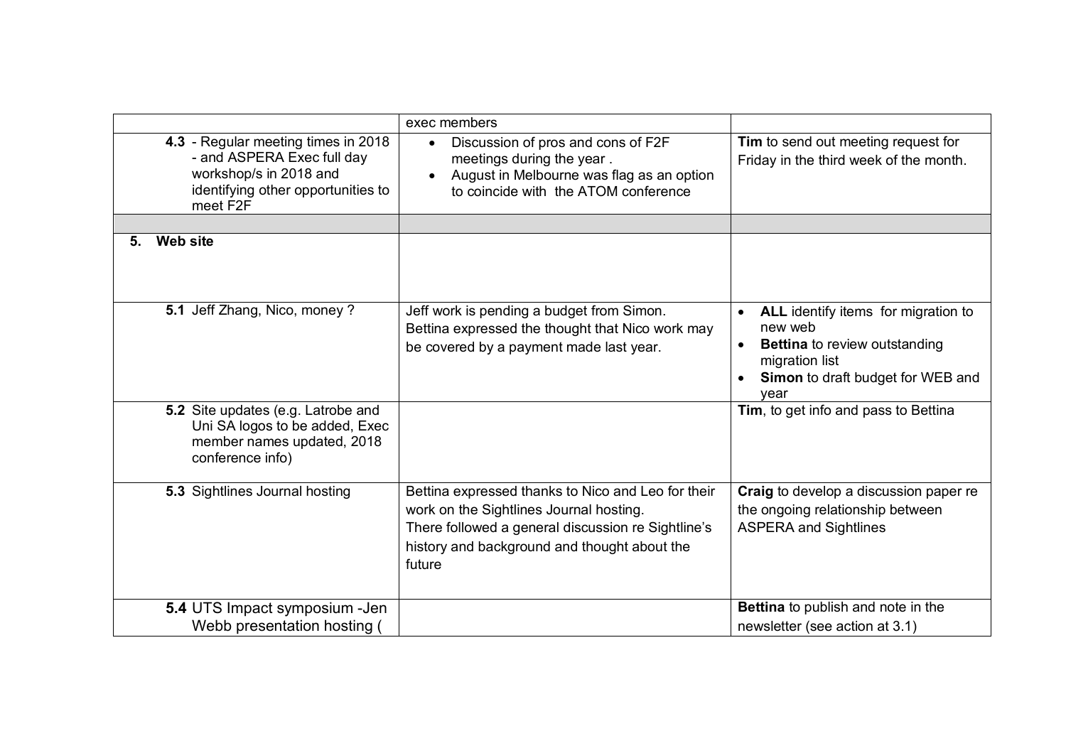| | | |
|---|---|---|
| | exec members | |
| **4.3** - Regular meeting times in 2018 - and ASPERA Exec full day workshop/s in 2018 and identifying other opportunities to meet F2F | • Discussion of pros and cons of F2F meetings during the year .<br>• August in Melbourne was flag as an option to coincide with the ATOM conference | **Tim** to send out meeting request for Friday in the third week of the month. |
| | | |
| **5. Web site** | | |
| **5.1** Jeff Zhang, Nico, money ? | Jeff work is pending a budget from Simon. Bettina expressed the thought that Nico work may be covered by a payment made last year. | • **ALL** identify items for migration to new web<br>• **Bettina** to review outstanding migration list<br>• **Simon** to draft budget for WEB and year |
| **5.2** Site updates (e.g. Latrobe and Uni SA logos to be added, Exec member names updated, 2018 conference info) | | **Tim**, to get info and pass to Bettina |
| **5.3** Sightlines Journal hosting | Bettina expressed thanks to Nico and Leo for their work on the Sightlines Journal hosting.<br>There followed a general discussion re Sightline's history and background and thought about the future | **Craig** to develop a discussion paper re the ongoing relationship between ASPERA and Sightlines |
| **5.4** UTS Impact symposium -Jen Webb presentation hosting ( | | **Bettina** to publish and note in the newsletter (see action at 3.1) |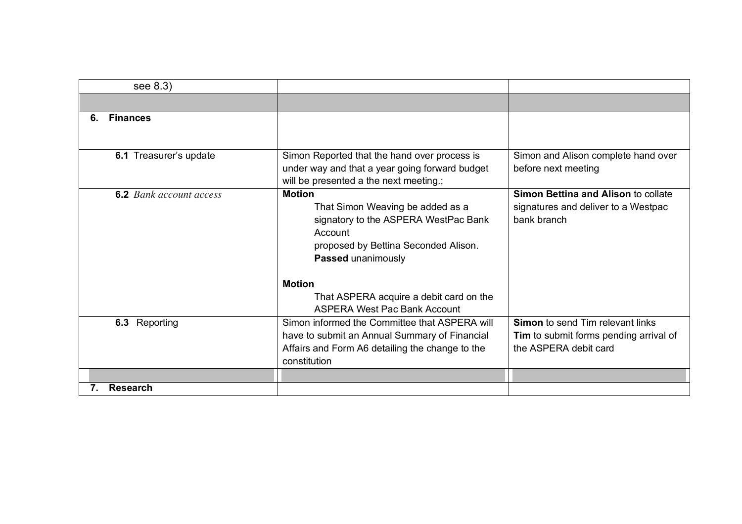| | | |
|---|---|---|
| see 8.3) | | |
| | | |
| **6. Finances** | | |
| **6.1** Treasurer's update | Simon Reported that the hand over process is under way and that a year going forward budget will be presented a the next meeting.; | Simon and Alison complete hand over before next meeting |
| **6.2** *Bank account access* | **Motion**<br>That Simon Weaving be added as a signatory to the ASPERA WestPac Bank Account<br>proposed by Bettina Seconded Alison.<br>**Passed** unanimously<br><br>**Motion**<br>That ASPERA acquire a debit card on the ASPERA West Pac Bank Account | **Simon Bettina and Alison** to collate signatures and deliver to a Westpac bank branch |
| **6.3** Reporting | Simon informed the Committee that ASPERA will have to submit an Annual Summary of Financial Affairs and Form A6 detailing the change to the constitution | **Simon** to send Tim relevant links<br>**Tim** to submit forms pending arrival of the ASPERA debit card |
| | | |
| **7. Research** | | |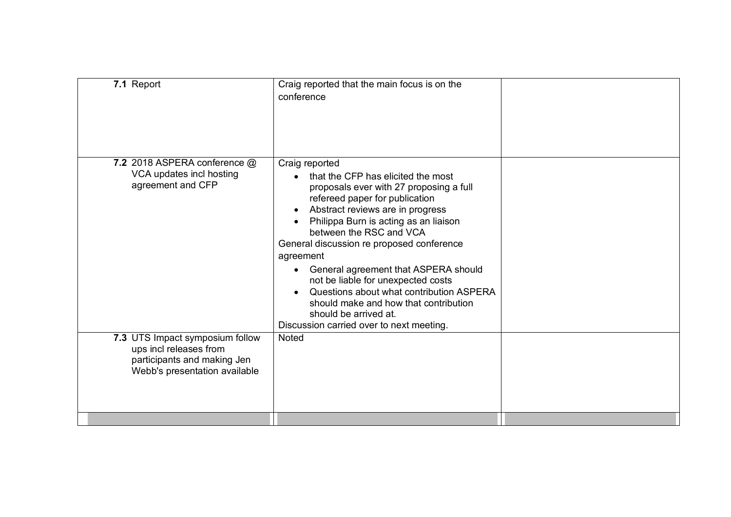| | | |
|---|---|---|
| **7.1** Report | Craig reported that the main focus is on the conference | |
| **7.2** 2018 ASPERA conference @ VCA updates incl hosting agreement and CFP | Craig reported<br>• that the CFP has elicited the most proposals ever with 27 proposing a full refereed paper for publication<br>• Abstract reviews are in progress<br>• Philippa Burn is acting as an liaison between the RSC and VCA<br>General discussion re proposed conference agreement<br>• General agreement that ASPERA should not be liable for unexpected costs<br>• Questions about what contribution ASPERA should make and how that contribution should be arrived at.<br>Discussion carried over to next meeting. | |
| **7.3** UTS Impact symposium follow ups incl releases from participants and making Jen Webb's presentation available | Noted | |
| | | |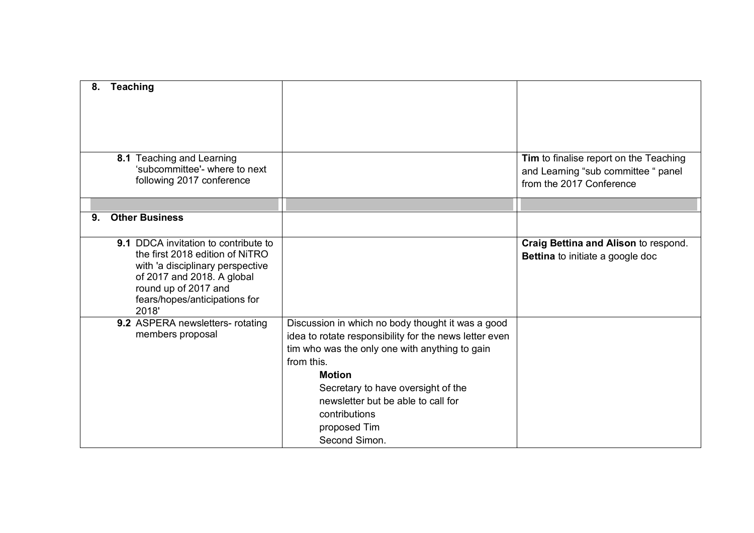| | | |
|---|---|---|
| **8. Teaching** | | |
| **8.1** Teaching and Learning 'subcommittee'- where to next following 2017 conference | | **Tim** to finalise report on the Teaching and Learning "sub committee " panel from the 2017 Conference |
| | | |
| **9. Other Business** | | |
| **9.1** DDCA invitation to contribute to the first 2018 edition of NiTRO with 'a disciplinary perspective of 2017 and 2018. A global round up of 2017 and fears/hopes/anticipations for 2018' | | **Craig Bettina and Alison** to respond. **Bettina** to initiate a google doc |
| **9.2** ASPERA newsletters- rotating members proposal | Discussion in which no body thought it was a good idea to rotate responsibility for the news letter even tim who was the only one with anything to gain from this. **Motion** Secretary to have oversight of the newsletter but be able to call for contributions proposed Tim Second Simon. | |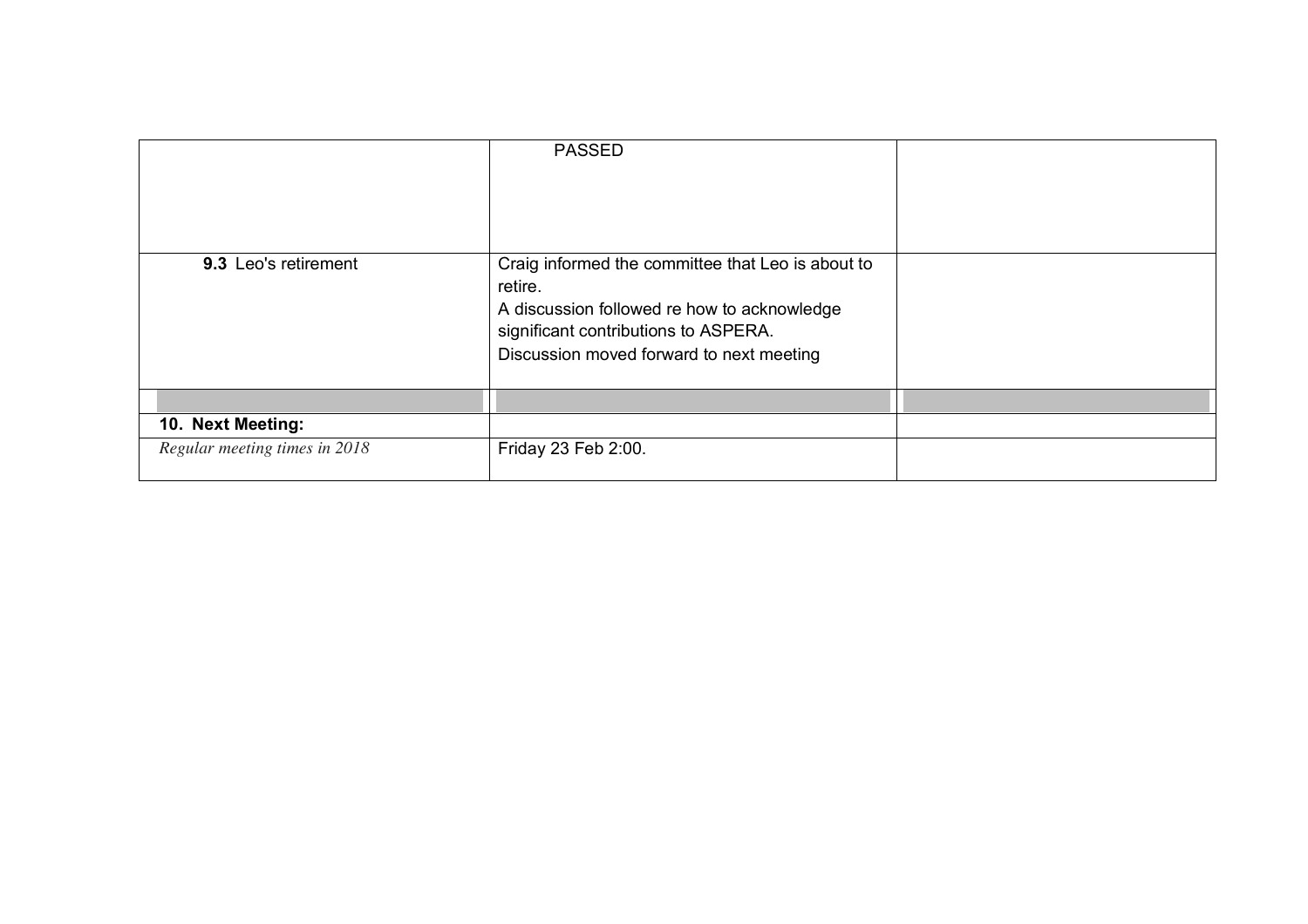| | | |
|---|---|---|
| | PASSED | |
| **9.3** Leo's retirement | Craig informed the committee that Leo is about to retire.<br>A discussion followed re how to acknowledge significant contributions to ASPERA.<br>Discussion moved forward to next meeting | |
| | | |
| **10. Next Meeting:** | | |
| *Regular meeting times in 2018* | Friday 23 Feb 2:00. | |